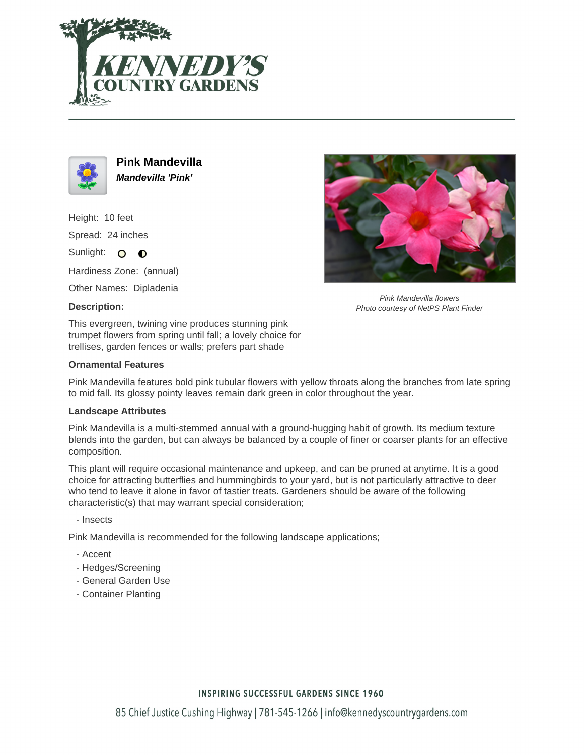# Pink Mandevilla

***Mandevilla 'Pink'***

Height: 10 feet

Spread: 24 inches

Sunlight:

Hardiness Zone: (annual)

Other Names: Dipladenia

Pink Mandevilla flowers
Photo courtesy of NetPS Plant Finder

**Description:**

This evergreen, twining vine produces stunning pink trumpet flowers from spring until fall; a lovely choice for trellises, garden fences or walls; prefers part shade

### Ornamental Features

Pink Mandevilla features bold pink tubular flowers with yellow throats along the branches from late spring to mid fall. Its glossy pointy leaves remain dark green in color throughout the year.

### Landscape Attributes

Pink Mandevilla is a multi-stemmed annual with a ground-hugging habit of growth. Its medium texture blends into the garden, but can always be balanced by a couple of finer or coarser plants for an effective composition.

This plant will require occasional maintenance and upkeep, and can be pruned at anytime. It is a good choice for attracting butterflies and hummingbirds to your yard, but is not particularly attractive to deer who tend to leave it alone in favor of tastier treats. Gardeners should be aware of the following characteristic(s) that may warrant special consideration;

- Insects

Pink Mandevilla is recommended for the following landscape applications;

- Accent
- Hedges/Screening
- General Garden Use
- Container Planting

INSPIRING SUCCESSFUL GARDENS SINCE 1960

85 Chief Justice Cushing Highway | 781-545-1266 | info@kennedyscountrygardens.com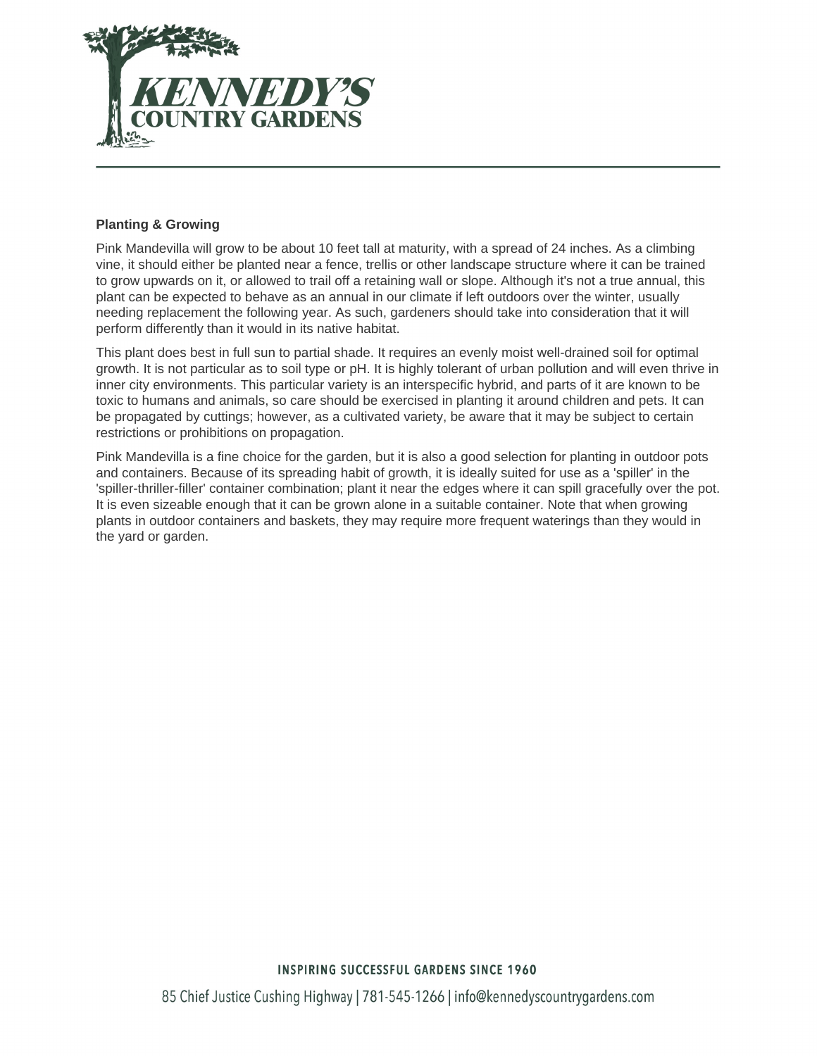**Planting & Growing**

Pink Mandevilla will grow to be about 10 feet tall at maturity, with a spread of 24 inches. As a climbing vine, it should either be planted near a fence, trellis or other landscape structure where it can be trained to grow upwards on it, or allowed to trail off a retaining wall or slope. Although it's not a true annual, this plant can be expected to behave as an annual in our climate if left outdoors over the winter, usually needing replacement the following year. As such, gardeners should take into consideration that it will perform differently than it would in its native habitat.

This plant does best in full sun to partial shade. It requires an evenly moist well-drained soil for optimal growth. It is not particular as to soil type or pH. It is highly tolerant of urban pollution and will even thrive in inner city environments. This particular variety is an interspecific hybrid, and parts of it are known to be toxic to humans and animals, so care should be exercised in planting it around children and pets. It can be propagated by cuttings; however, as a cultivated variety, be aware that it may be subject to certain restrictions or prohibitions on propagation.

Pink Mandevilla is a fine choice for the garden, but it is also a good selection for planting in outdoor pots and containers. Because of its spreading habit of growth, it is ideally suited for use as a 'spiller' in the 'spiller-thriller-filler' container combination; plant it near the edges where it can spill gracefully over the pot. It is even sizeable enough that it can be grown alone in a suitable container. Note that when growing plants in outdoor containers and baskets, they may require more frequent waterings than they would in the yard or garden.